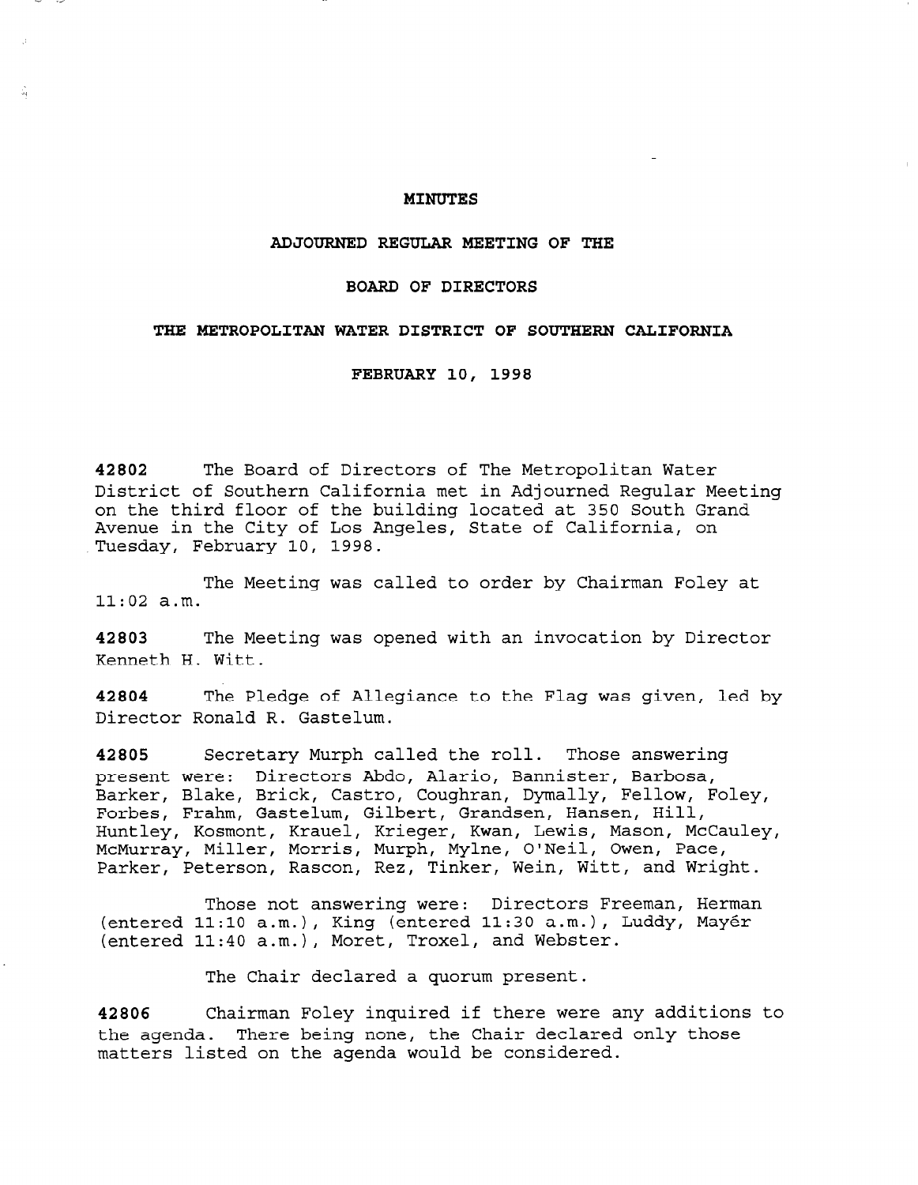# MINUTES

## ADJOURNED REGULAR MEETING OF THE

## BOARD OF DIRECTORS

## THE METROPOLITAN WATER DISTRICT OF SOUTHERN CALIFORNIA

## FEBRUARY 10, 1998

**42802** The Board of Directors of The Metropolitan Water District of Southern California met in Adjourned Regular Meeting on the third floor of the building located at 350 South Grand Avenue in the City of Los Angeles, State of California, on Tuesday, February 10, 1998.

The Meeting was called to order by Chairman Foley at 11:02 a.m.

**42803** The Meeting was opened with an invocation by Director Kenneth H. Witt.

**42804** The Pledge of Allegiance to the Flag was given, led by Director Ronald R. Gastelum.

**42805** Secretary Murph called the roll. Those answering present were: Directors Abdo, Alario, Bannister, Barbosa, Barker, Blake, Brick, Castro, Coughran, Dymally, Fellow, Foley, Forbes, Frahm, Gastelum, Gilbert, Grandsen, Hansen, Hill, Huntley, Kosmont, Krauel, Krieger, Kwan, Lewis, Mason, McCauley, McMurray, Miller, Morris, Murph, Mylne, O'Neil, Owen, Pace, Parker, Peterson, Rascon, Rez, Tinker, Wein, Witt, and Wright.

Those not answering were: Directors Freeman, Herman (entered 11:10 a.m.), King (entered 11:30 a.m.), Luddy, Mayér (entered 11:40 a.m.), Moret, Troxel, and Webster.

The Chair declared a quorum present.

**42806** Chairman Foley inquired if there were any additions to the agenda. There being none, the Chair declared only those matters listed on the agenda would be considered.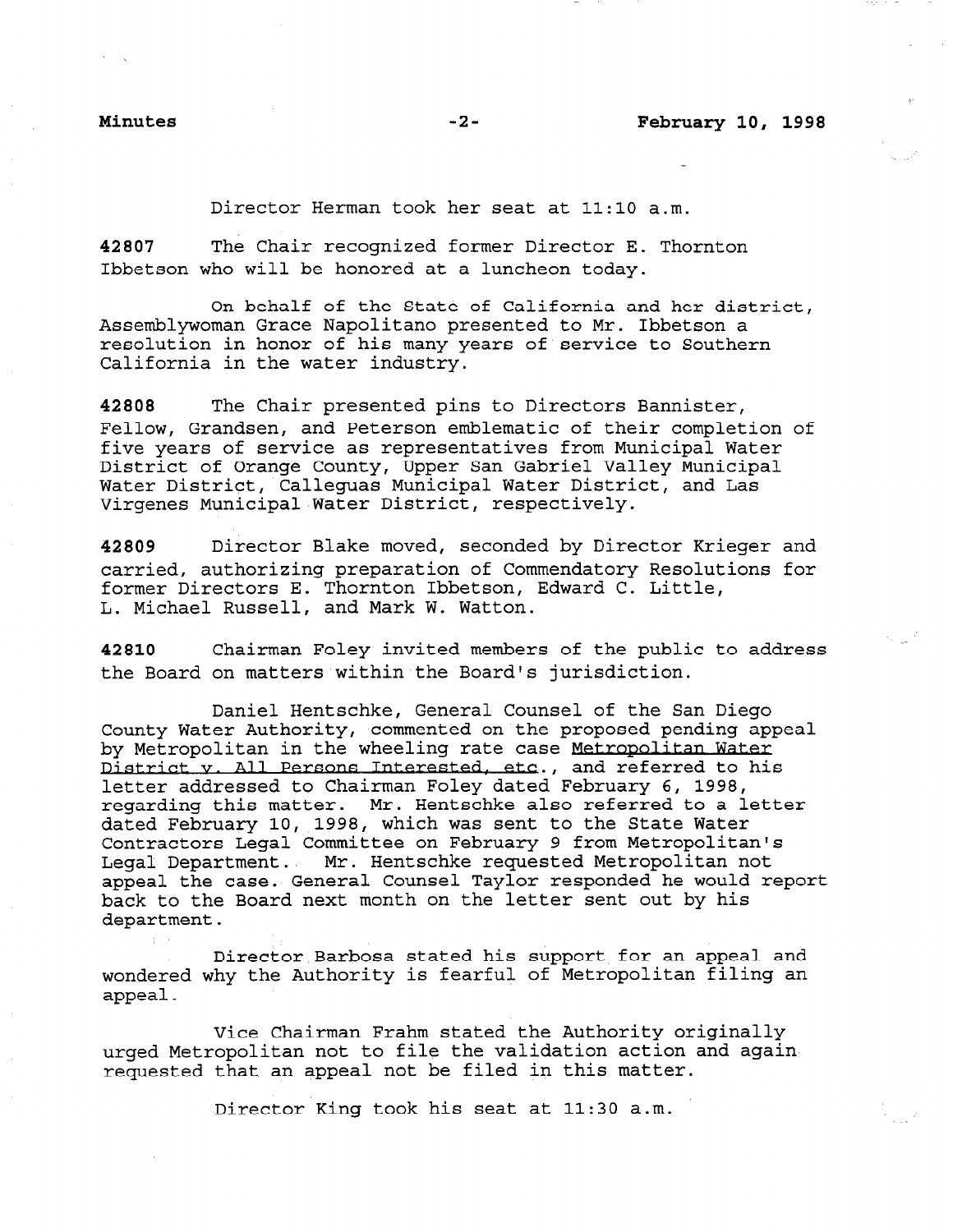Director Herman took her seat at 11:10 a.m.

**42807** The Chair recognized former Director E. Thornton Ibbetson who will be honored at a luncheon today.

On behalf of the State of California and her district, Assemblywoman Grace Napolitano presented to Mr. Ibbetson a resolution in honor of his many years of service to Southern California in the water industry.

**42808** The Chair presented pins to Directors Bannister, Fellow, Grandsen, and Peterson emblematic of their completion of five years of service as representatives from Municipal Water District of Orange County, Upper San Gabriel Valley Municipal Water District, Calleguas Municipal Water District, and Las Virgenes Municipal Water District, respectively.

**42809** Director Blake moved, seconded by Director Krieger and carried, authorizing preparation of Commendatory Resolutions for former Directors E. Thornton Ibbetson, Edward C. Little, L. Michael Russell, and Mark W. Watton.

**42810** Chairman Foley invited members of the public to address the Board on matters within the Board's jurisdiction.

Daniel Hentschke, General Counsel of the San Diego County Water Authority, commented on the proposed pending appeal by Metropolitan in the wheeling rate case Metropolitan Water District v. All Persons Interested, etc., and referred to his letter addressed to Chairman Foley dated February 6, 1998, regarding this matter. Mr. Hentschke also referred to a letter dated February 10, 1998, which was sent to the State Water Contractors Legal Committee on February 9 from Metropolitan's Legal Department. Mr. Hentschke requested Metropolitan not appeal the case. General Counsel Taylor responded he would report back to the Board next month on the letter sent out by his department.

Director Barbosa stated his support for an appeal and wondered why the Authority is fearful of Metropolitan filing an appeal.

Vice Chairman Frahm stated the Authority originally urged Metropolitan not to file the validation action and again requested that an appeal not be filed in this matter.

Director King took his seat at 11:30 a.m.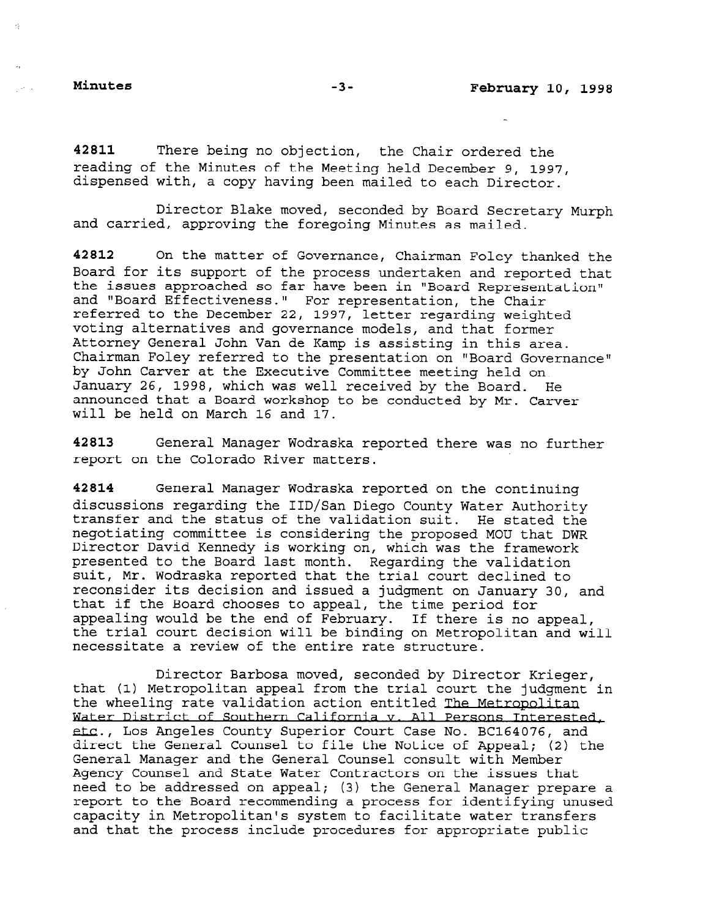**42811** There being no objection, the Chair ordered the reading of the Minutes of the Meeting held December 9, 1997, dispensed with, a copy having been mailed to each Director.

Director Blake moved, seconded by Board Secretary Murph and carried, approving the foregoing Minutes as mailed.

**42812** On the matter of Governance, Chairman Foley thanked the Board for its support of the process undertaken and reported that the issues approached so far have been in "Board Representation" and "Board Effectiveness." For representation, the Chair referred to the December 22, 1997, letter regarding weighted voting alternatives and governance models, and that former Attorney General John Van de Kamp is assisting in this area. Chairman Foley referred to the presentation on "Board Governance" by John Carver at the Executive Committee meeting held on January 26, 1998, which was well received by the Board. He announced that a Board workshop to be conducted by Mr. Carver will be held on March 16 and 17.

**42813** General Manager Wodraska reported there was no further report on the Colorado River matters.

**42814** General Manager Wodraska reported on the continuing discussions regarding the IID/San Diego County Water Authority transfer and the status of the validation suit. He stated the negotiating committee is considering the proposed MOU that DWR Director David Kennedy is working on, which was the framework presented to the Board last month. Regarding the validation suit, Mr. Wodraska reported that the trial court declined to reconsider its decision and issued a judgment on January 30, and that if the Board chooses to appeal, the time period for appealing would be the end of February. If there is no appeal, the trial court decision will be binding on Metropolitan and will necessitate a review of the entire rate structure.

Director Barbosa moved, seconded by Director Krieger, that (1) Metropolitan appeal from the trial court the judgment in the wheeling rate validation action entitled The Metropolitan Water District of Southern California v. All Persons Interested, etc., Los Angeles County Superior Court Case No. BC164076, and direct the General Counsel to file the Notice of Appeal; (2) the General Manager and the General Counsel consult with Member Agency Counsel and State Water Contractors on the issues that need to be addressed on appeal; (3) the General Manager prepare a report to the Board recommending a process for identifying unused capacity in Metropolitan's system to facilitate water transfers and that the process include procedures for appropriate public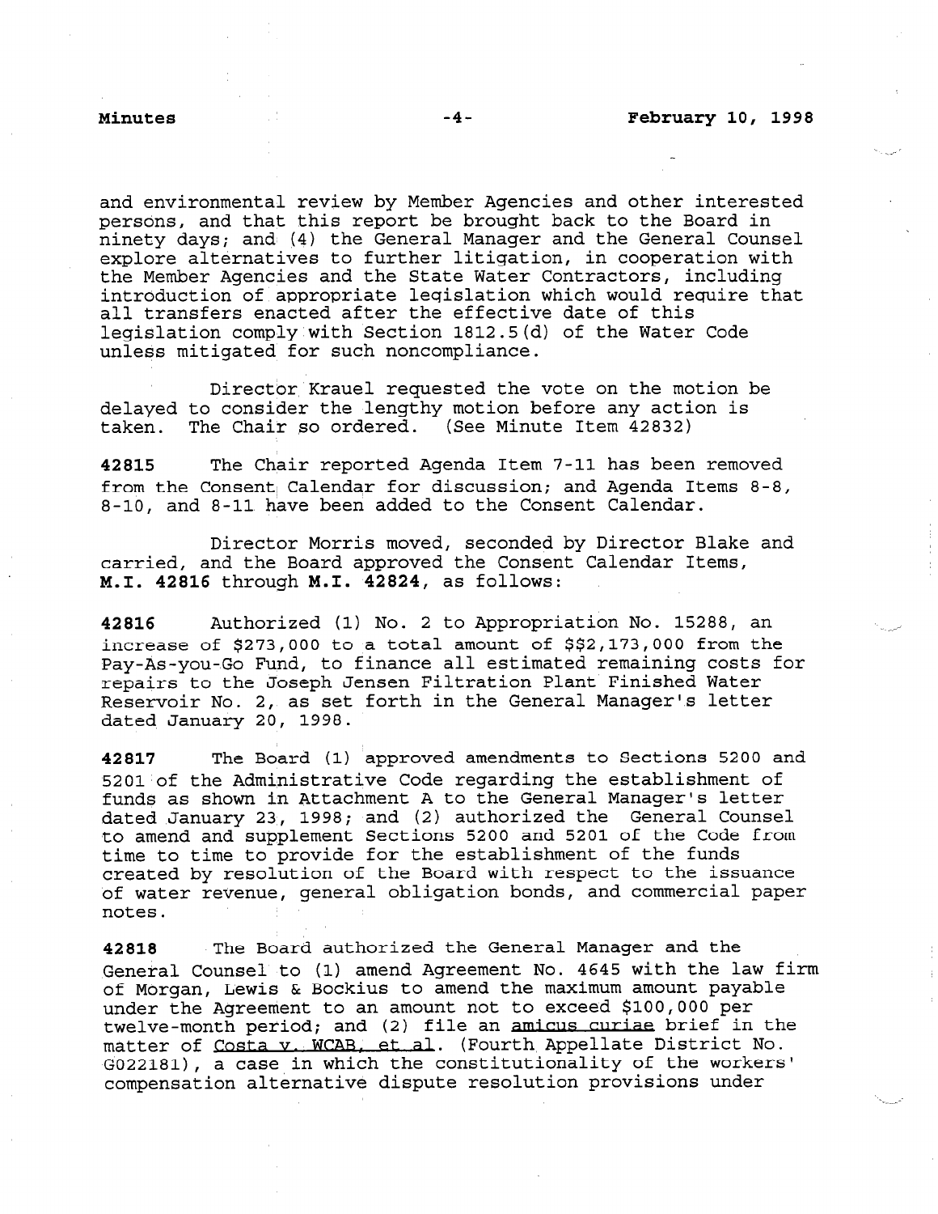and environmental review by Member Agencies and other interested persons, and that this report be brought back to the Board in ninety days; and (4) the General Manager and the General Counsel explore alternatives to further litigation, in cooperation with the Member Agencies and the State Water Contractors, including introduction of appropriate legislation which would require that all transfers enacted after the effective date of this legislation comply with Section 1812.5(d) of the Water Code unless mitigated for such noncompliance.

Director Krauel requested the vote on the motion be delayed to consider the lengthy motion before any action is taken. The Chair so ordered. (See Minute Item 42832)

**42815** The Chair reported Agenda Item 7-11 has been removed from the Consent Calendar for discussion; and Agenda Items 8-8, 8-10, and 8-11 have been added to the Consent Calendar.

Director Morris moved, seconded by Director Blake and carried, and the Board approved the Consent Calendar Items, **M.I. 42816** through **M.I. 42824**, as follows:

**42816** Authorized (1) No. 2 to Appropriation No. 15288, an increase of $273,000 to a total amount of $$2,173,000 from the Pay-As-you-Go Fund, to finance all estimated remaining costs for repairs to the Joseph Jensen Filtration Plant Finished Water Reservoir No. 2, as set forth in the General Manager's letter dated January 20, 1998.

**42817** The Board (1) approved amendments to Sections 5200 and 5201 of the Administrative Code regarding the establishment of funds as shown in Attachment A to the General Manager's letter dated January 23, 1998; and (2) authorized the General Counsel to amend and supplement Sections 5200 and 5201 of the Code from time to time to provide for the establishment of the funds created by resolution of the Board with respect to the issuance of water revenue, general obligation bonds, and commercial paper notes.

**42818** The Board authorized the General Manager and the General Counsel to (1) amend Agreement No. 4645 with the law firm of Morgan, Lewis & Bockius to amend the maximum amount payable under the Agreement to an amount not to exceed $100,000 per twelve-month period; and (2) file an amicus curiae brief in the matter of Costa v. WCAB, et al. (Fourth Appellate District No. G022181), a case in which the constitutionality of the workers' compensation alternative dispute resolution provisions under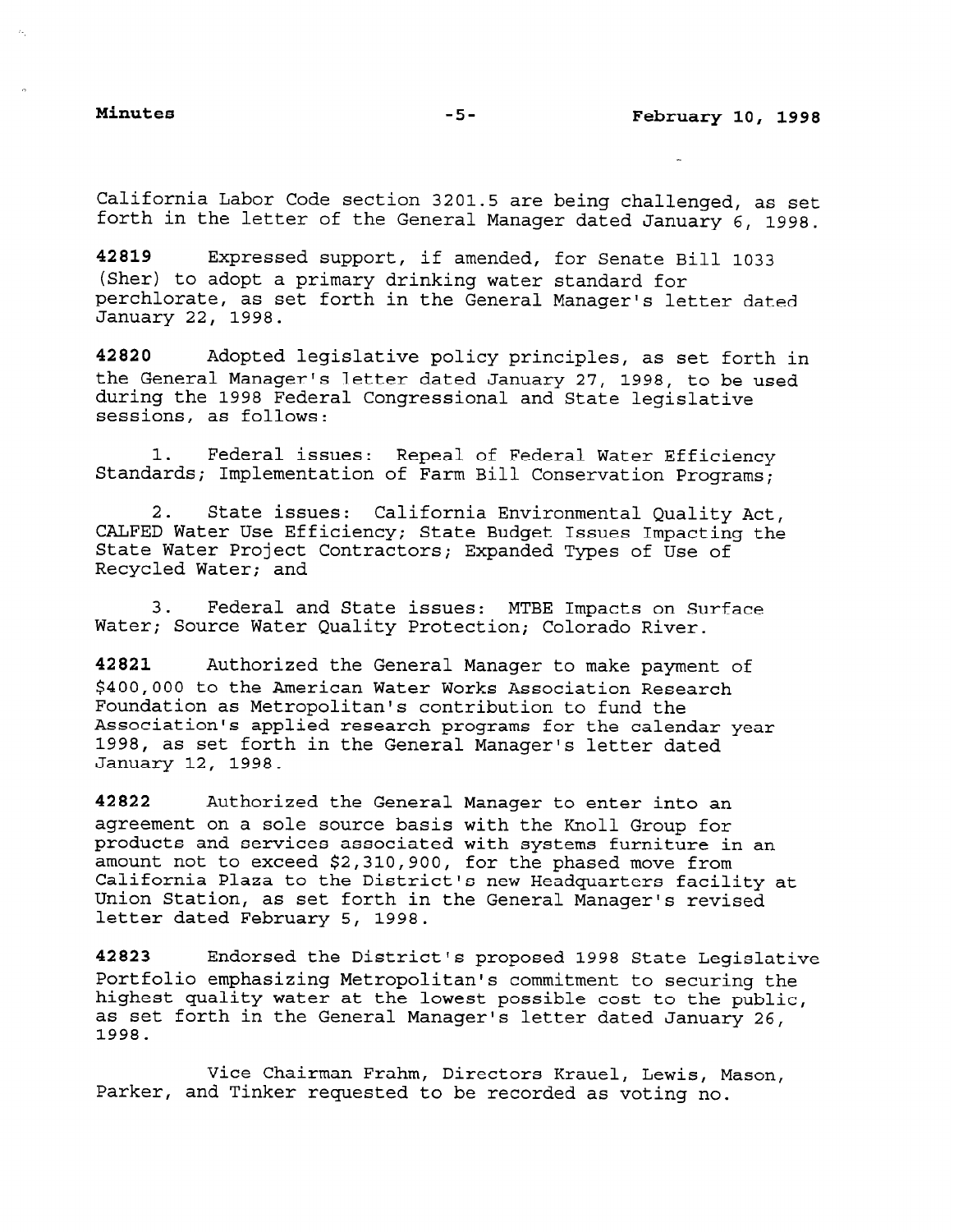California Labor Code section 3201.5 are being challenged, as set forth in the letter of the General Manager dated January 6, 1998.

**42819** Expressed support, if amended, for Senate Bill 1033 (Sher) to adopt a primary drinking water standard for perchlorate, as set forth in the General Manager's letter dated January 22, 1998.

**42820** Adopted legislative policy principles, as set forth in the General Manager's letter dated January 27, 1998, to be used during the 1998 Federal Congressional and State legislative sessions, as follows:

1. Federal issues: Repeal of Federal Water Efficiency Standards; Implementation of Farm Bill Conservation Programs;

2. State issues: California Environmental Quality Act, CALFED Water Use Efficiency; State Budget Issues Impacting the State Water Project Contractors; Expanded Types of Use of Recycled Water; and

3. Federal and State issues: MTBE Impacts on Surface Water; Source Water Quality Protection; Colorado River.

**42821** Authorized the General Manager to make payment of $400,000 to the American Water Works Association Research Foundation as Metropolitan's contribution to fund the Association's applied research programs for the calendar year 1998, as set forth in the General Manager's letter dated January 12, 1998.

**42822** Authorized the General Manager to enter into an agreement on a sole source basis with the Knoll Group for products and services associated with systems furniture in an amount not to exceed $2,310,900, for the phased move from California Plaza to the District's new Headquarters facility at Union Station, as set forth in the General Manager's revised letter dated February 5, 1998.

**42823** Endorsed the District's proposed 1998 State Legislative Portfolio emphasizing Metropolitan's commitment to securing the highest quality water at the lowest possible cost to the public, as set forth in the General Manager's letter dated January 26, 1998.

Vice Chairman Frahm, Directors Krauel, Lewis, Mason, Parker, and Tinker requested to be recorded as voting no.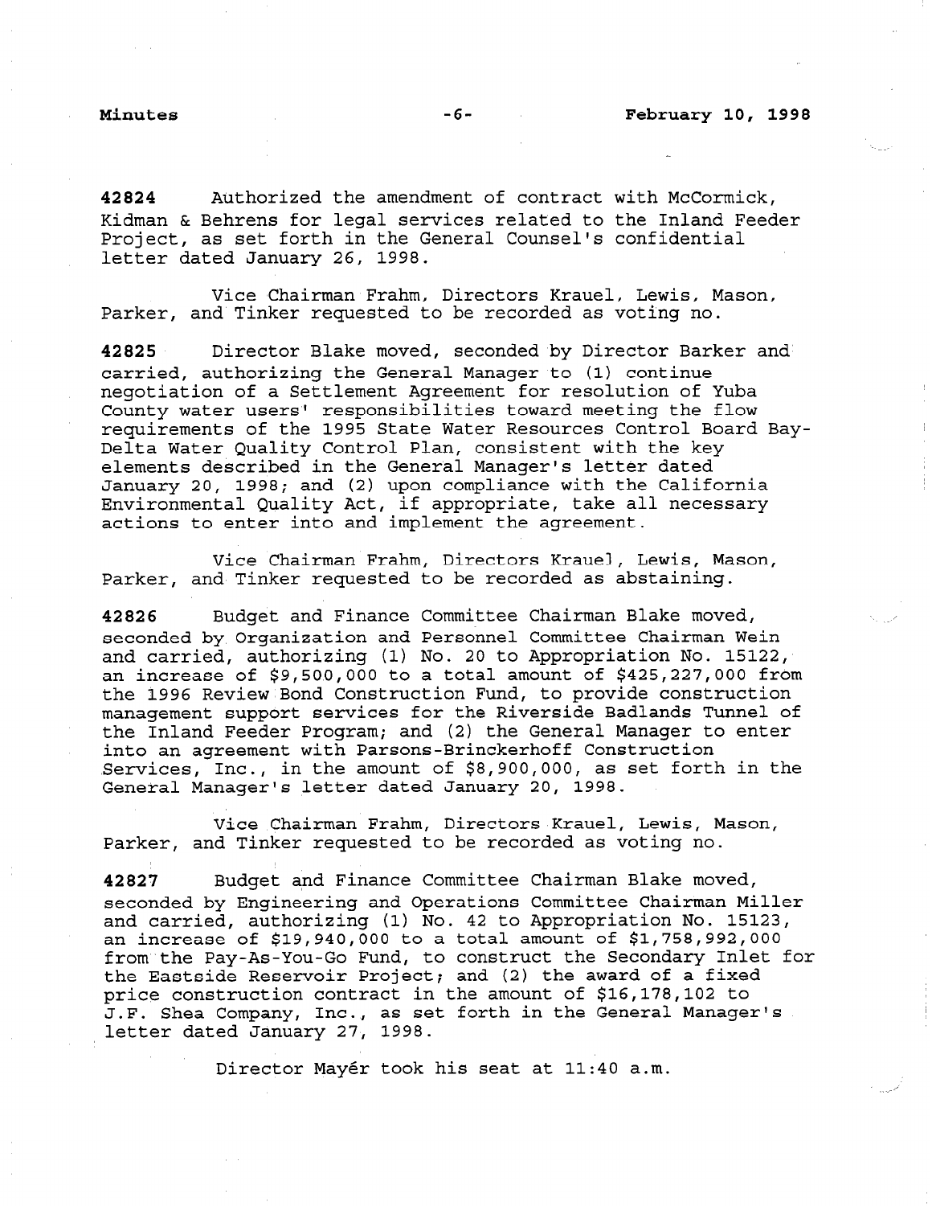**42824** Authorized the amendment of contract with McCormick, Kidman & Behrens for legal services related to the Inland Feeder Project, as set forth in the General Counsel's confidential letter dated January 26, 1998.

Vice Chairman Frahm, Directors Krauel, Lewis, Mason, Parker, and Tinker requested to be recorded as voting no.

**42825** Director Blake moved, seconded by Director Barker and carried, authorizing the General Manager to (1) continue negotiation of a Settlement Agreement for resolution of Yuba County water users' responsibilities toward meeting the flow requirements of the 1995 State Water Resources Control Board Bay-Delta Water Quality Control Plan, consistent with the key elements described in the General Manager's letter dated January 20, 1998; and (2) upon compliance with the California Environmental Quality Act, if appropriate, take all necessary actions to enter into and implement the agreement.

Vice Chairman Frahm, Directors Krauel, Lewis, Mason, Parker, and Tinker requested to be recorded as abstaining.

**42826** Budget and Finance Committee Chairman Blake moved, seconded by Organization and Personnel Committee Chairman Wein and carried, authorizing (1) No. 20 to Appropriation No. 15122, an increase of $9,500,000 to a total amount of $425,227,000 from the 1996 Review Bond Construction Fund, to provide construction management support services for the Riverside Badlands Tunnel of the Inland Feeder Program; and (2) the General Manager to enter into an agreement with Parsons-Brinckerhoff Construction Services, Inc., in the amount of $8,900,000, as set forth in the General Manager's letter dated January 20, 1998.

Vice Chairman Frahm, Directors Krauel, Lewis, Mason, Parker, and Tinker requested to be recorded as voting no.

**42827** Budget and Finance Committee Chairman Blake moved, seconded by Engineering and Operations Committee Chairman Miller and carried, authorizing (1) No. 42 to Appropriation No. 15123, an increase of $19,940,000 to a total amount of $1,758,992,000 from the Pay-As-You-Go Fund, to construct the Secondary Inlet for the Eastside Reservoir Project; and (2) the award of a fixed price construction contract in the amount of $16,178,102 to J.F. Shea Company, Inc., as set forth in the General Manager's letter dated January 27, 1998.

Director Mayér took his seat at 11:40 a.m.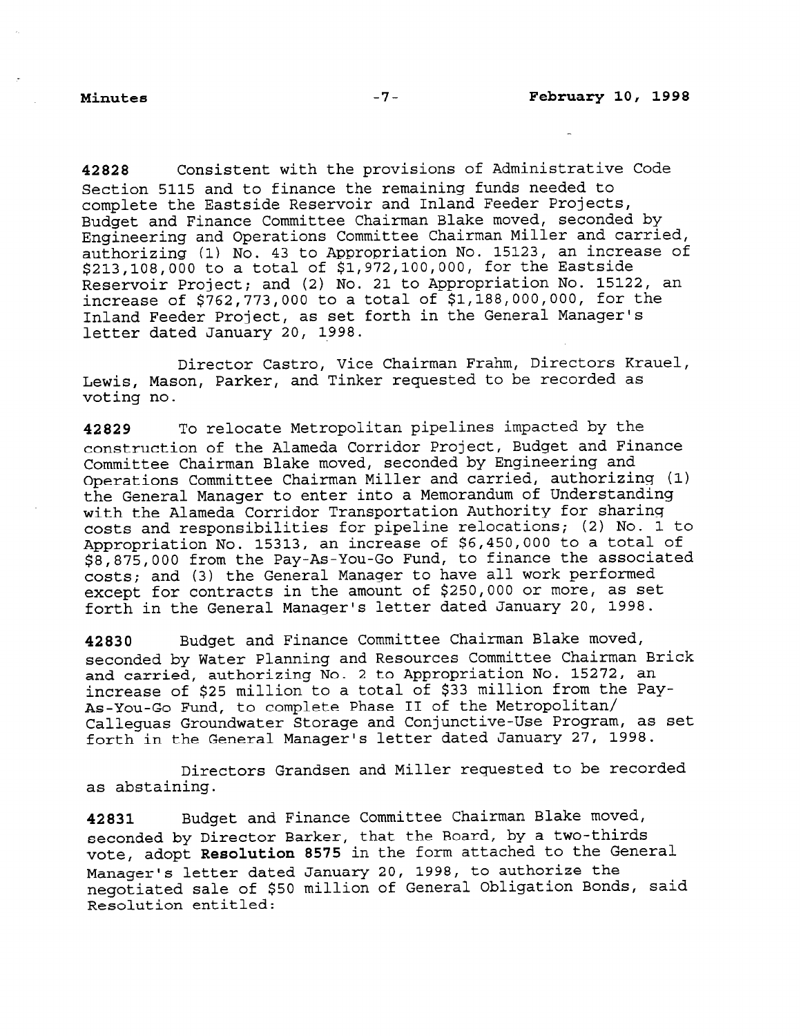**42828** Consistent with the provisions of Administrative Code Section 5115 and to finance the remaining funds needed to complete the Eastside Reservoir and Inland Feeder Projects, Budget and Finance Committee Chairman Blake moved, seconded by Engineering and Operations Committee Chairman Miller and carried, authorizing (1) No. 43 to Appropriation No. 15123, an increase of $213,108,000 to a total of $1,972,100,000, for the Eastside Reservoir Project; and (2) No. 21 to Appropriation No. 15122, an increase of $762,773,000 to a total of $1,188,000,000, for the Inland Feeder Project, as set forth in the General Manager's letter dated January 20, 1998.

Director Castro, Vice Chairman Frahm, Directors Krauel, Lewis, Mason, Parker, and Tinker requested to be recorded as voting no.

**42829** To relocate Metropolitan pipelines impacted by the construction of the Alameda Corridor Project, Budget and Finance Committee Chairman Blake moved, seconded by Engineering and Operations Committee Chairman Miller and carried, authorizing (1) the General Manager to enter into a Memorandum of Understanding with the Alameda Corridor Transportation Authority for sharing costs and responsibilities for pipeline relocations; (2) No. 1 to Appropriation No. 15313, an increase of $6,450,000 to a total of $8,875,000 from the Pay-As-You-Go Fund, to finance the associated costs; and (3) the General Manager to have all work performed except for contracts in the amount of $250,000 or more, as set forth in the General Manager's letter dated January 20, 1998.

**42830** Budget and Finance Committee Chairman Blake moved, seconded by Water Planning and Resources Committee Chairman Brick and carried, authorizing No. 2 to Appropriation No. 15272, an increase of $25 million to a total of $33 million from the Pay-As-You-Go Fund, to complete Phase II of the Metropolitan/ Calleguas Groundwater Storage and Conjunctive-Use Program, as set forth in the General Manager's letter dated January 27, 1998.

Directors Grandsen and Miller requested to be recorded as abstaining.

**42831** Budget and Finance Committee Chairman Blake moved, seconded by Director Barker, that the Board, by a two-thirds vote, adopt **Resolution 8575** in the form attached to the General Manager's letter dated January 20, 1998, to authorize the negotiated sale of $50 million of General Obligation Bonds, said Resolution entitled: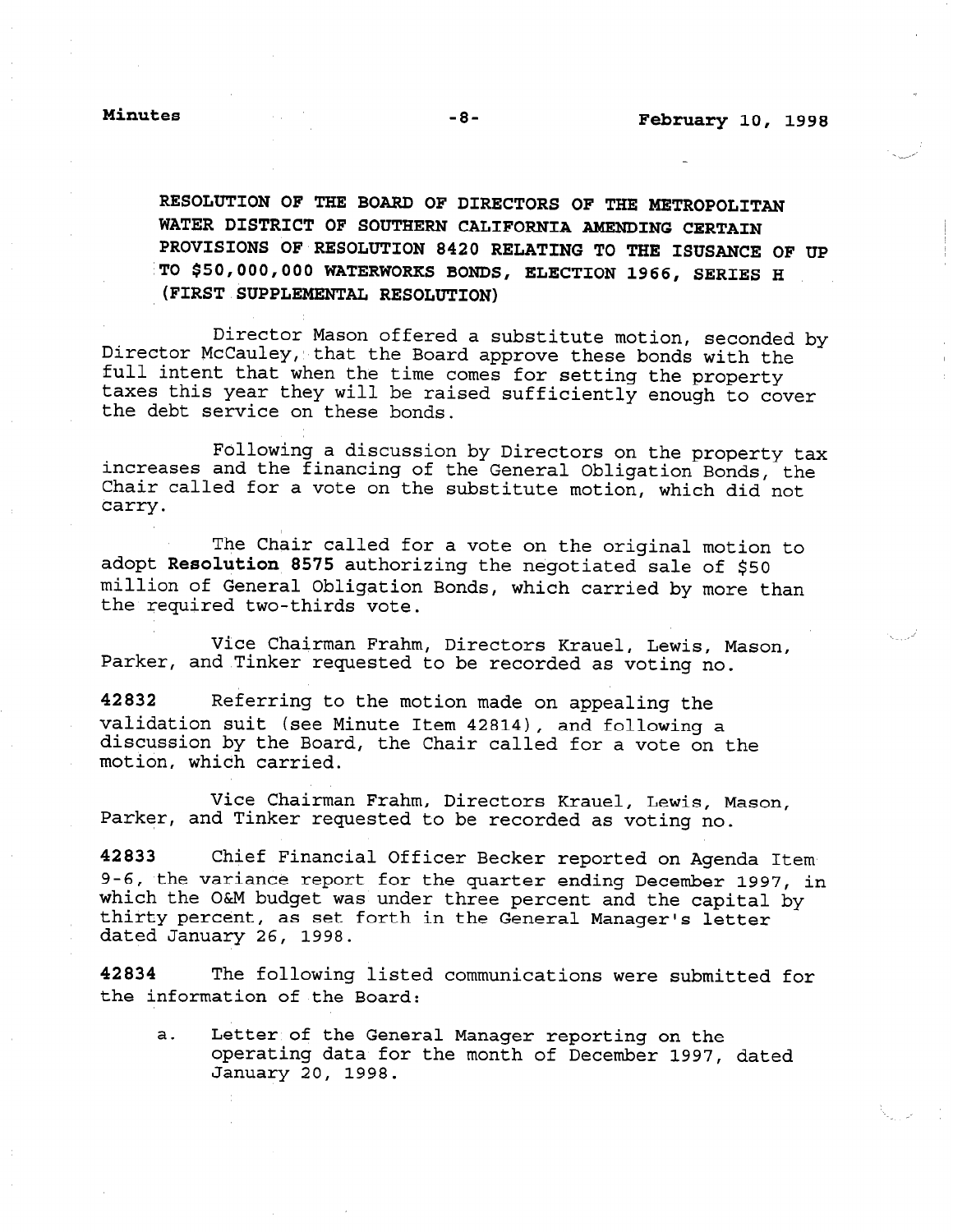**RESOLUTION OF THE BOARD OF DIRECTORS OF THE METROPOLITAN WATER DISTRICT OF SOUTHERN CALIFORNIA AMENDING CERTAIN PROVISIONS OF RESOLUTION 8420 RELATING TO THE ISUSANCE OF UP TO $50,000,000 WATERWORKS BONDS, ELECTION 1966, SERIES H (FIRST SUPPLEMENTAL RESOLUTION)**

Director Mason offered a substitute motion, seconded by Director McCauley, that the Board approve these bonds with the full intent that when the time comes for setting the property taxes this year they will be raised sufficiently enough to cover the debt service on these bonds.

Following a discussion by Directors on the property tax increases and the financing of the General Obligation Bonds, the Chair called for a vote on the substitute motion, which did not carry.

The Chair called for a vote on the original motion to adopt **Resolution 8575** authorizing the negotiated sale of $50 million of General Obligation Bonds, which carried by more than the required two-thirds vote.

Vice Chairman Frahm, Directors Krauel, Lewis, Mason, Parker, and Tinker requested to be recorded as voting no.

**42832** Referring to the motion made on appealing the validation suit (see Minute Item 42814), and following a discussion by the Board, the Chair called for a vote on the motion, which carried.

Vice Chairman Frahm, Directors Krauel, Lewis, Mason, Parker, and Tinker requested to be recorded as voting no.

**42833** Chief Financial Officer Becker reported on Agenda Item 9-6, the variance report for the quarter ending December 1997, in which the O&M budget was under three percent and the capital by thirty percent, as set forth in the General Manager's letter dated January 26, 1998.

**42834** The following listed communications were submitted for the information of the Board:

a. Letter of the General Manager reporting on the operating data for the month of December 1997, dated January 20, 1998.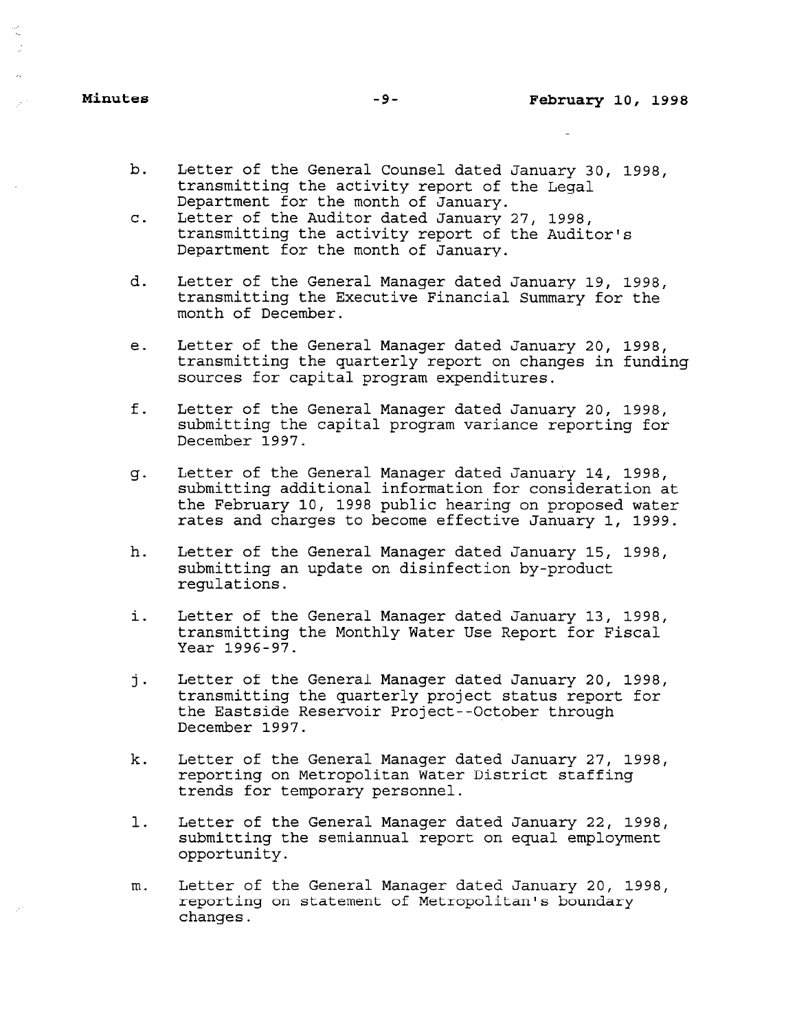b. Letter of the General Counsel dated January 30, 1998, transmitting the activity report of the Legal Department for the month of January.

c. Letter of the Auditor dated January 27, 1998, transmitting the activity report of the Auditor's Department for the month of January.

d. Letter of the General Manager dated January 19, 1998, transmitting the Executive Financial Summary for the month of December.

e. Letter of the General Manager dated January 20, 1998, transmitting the quarterly report on changes in funding sources for capital program expenditures.

f. Letter of the General Manager dated January 20, 1998, submitting the capital program variance reporting for December 1997.

g. Letter of the General Manager dated January 14, 1998, submitting additional information for consideration at the February 10, 1998 public hearing on proposed water rates and charges to become effective January 1, 1999.

h. Letter of the General Manager dated January 15, 1998, submitting an update on disinfection by-product regulations.

i. Letter of the General Manager dated January 13, 1998, transmitting the Monthly Water Use Report for Fiscal Year 1996-97.

j. Letter of the General Manager dated January 20, 1998, transmitting the quarterly project status report for the Eastside Reservoir Project--October through December 1997.

k. Letter of the General Manager dated January 27, 1998, reporting on Metropolitan Water District staffing trends for temporary personnel.

l. Letter of the General Manager dated January 22, 1998, submitting the semiannual report on equal employment opportunity.

m. Letter of the General Manager dated January 20, 1998, reporting on statement of Metropolitan's boundary changes.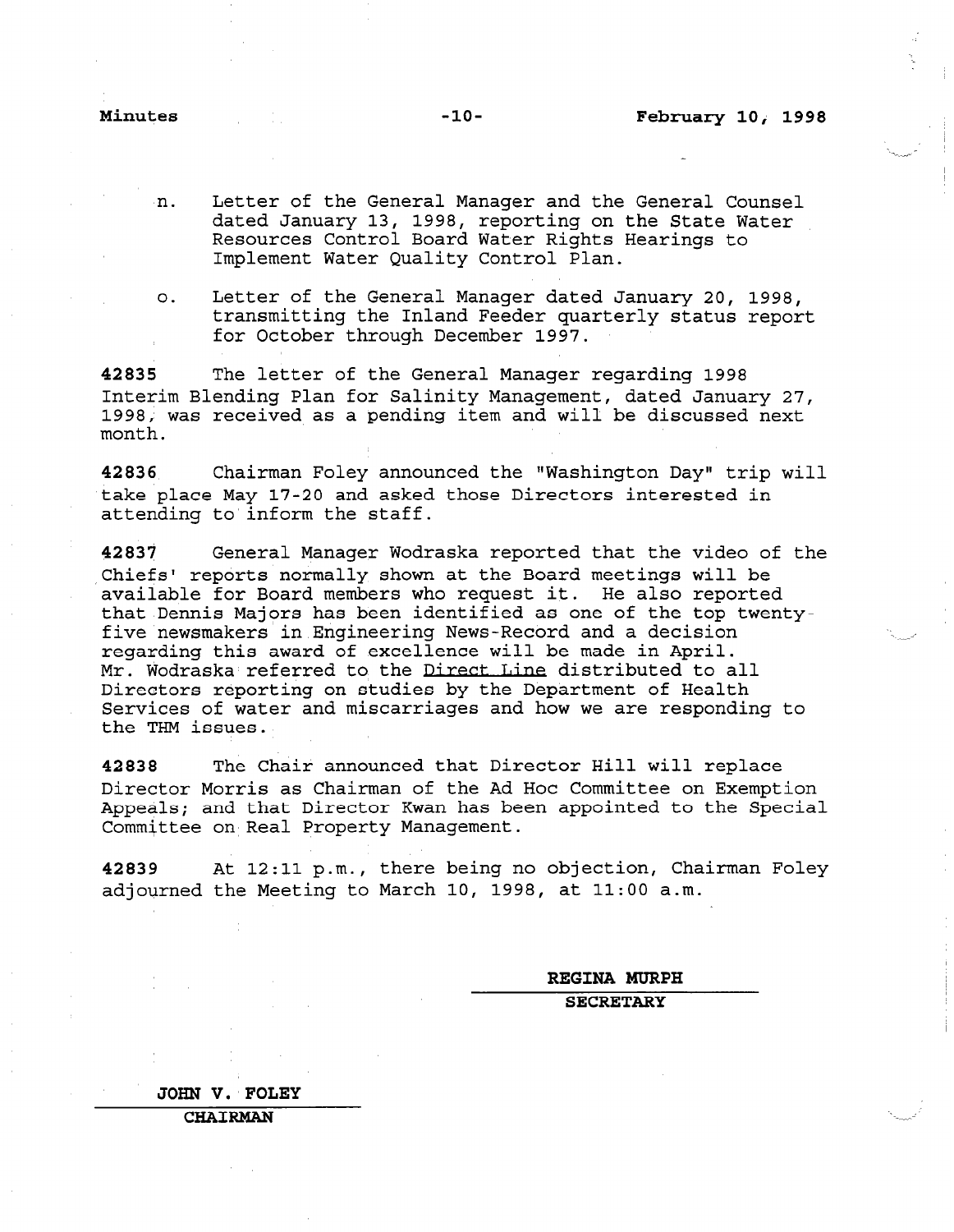n. Letter of the General Manager and the General Counsel dated January 13, 1998, reporting on the State Water Resources Control Board Water Rights Hearings to Implement Water Quality Control Plan.

o. Letter of the General Manager dated January 20, 1998, transmitting the Inland Feeder quarterly status report for October through December 1997.

**42835** The letter of the General Manager regarding 1998 Interim Blending Plan for Salinity Management, dated January 27, 1998, was received as a pending item and will be discussed next month.

**42836** Chairman Foley announced the "Washington Day" trip will take place May 17-20 and asked those Directors interested in attending to inform the staff.

**42837** General Manager Wodraska reported that the video of the Chiefs' reports normally shown at the Board meetings will be available for Board members who request it. He also reported that Dennis Majors has been identified as one of the top twenty-five newsmakers in Engineering News-Record and a decision regarding this award of excellence will be made in April. Mr. Wodraska referred to the Direct Line distributed to all Directors reporting on studies by the Department of Health Services of water and miscarriages and how we are responding to the THM issues.

**42838** The Chair announced that Director Hill will replace Director Morris as Chairman of the Ad Hoc Committee on Exemption Appeals; and that Director Kwan has been appointed to the Special Committee on Real Property Management.

**42839** At 12:11 p.m., there being no objection, Chairman Foley adjourned the Meeting to March 10, 1998, at 11:00 a.m.

**REGINA MURPH**
**SECRETARY**

**JOHN V. FOLEY**
**CHAIRMAN**